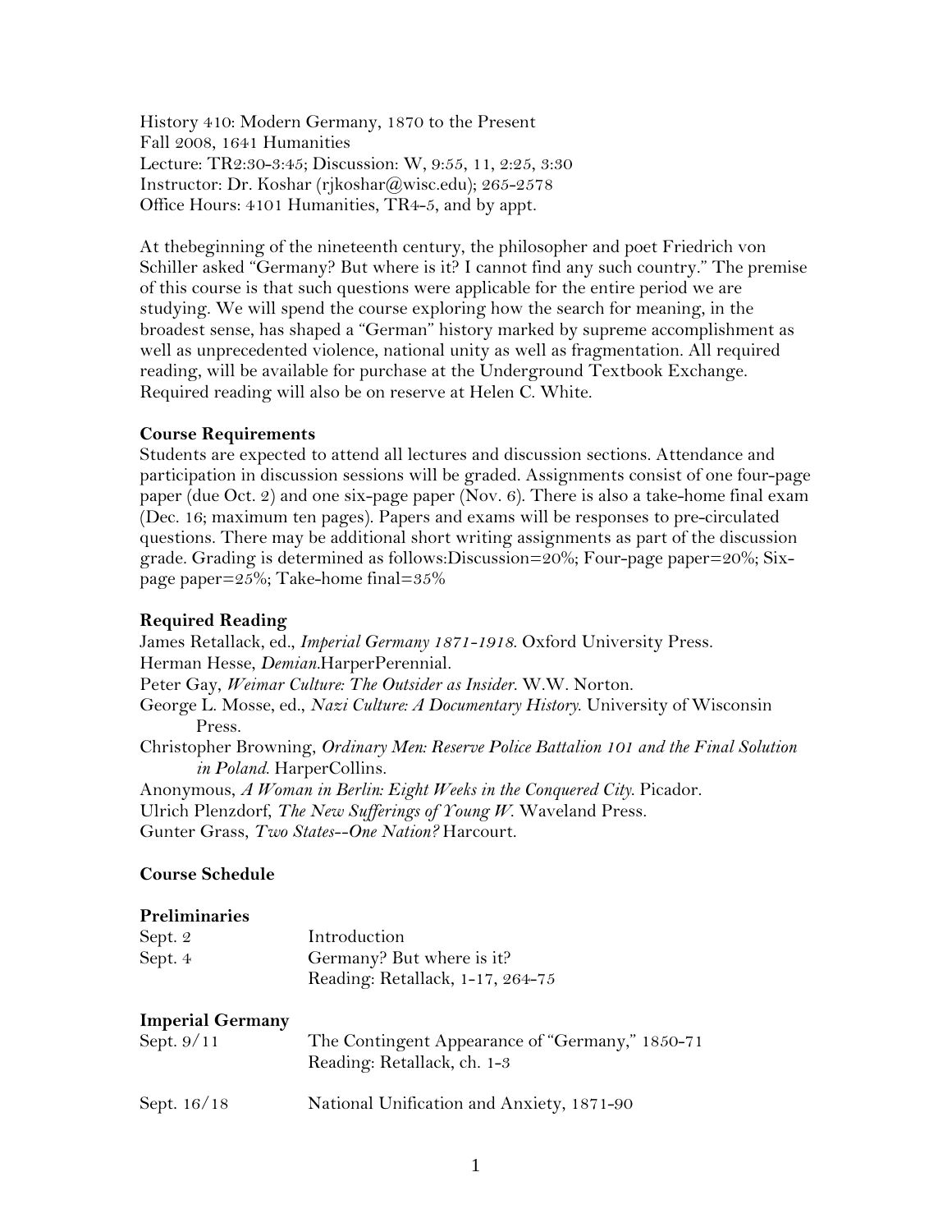History 410: Modern Germany, 1870 to the Present
Fall 2008, 1641 Humanities
Lecture: TR2:30-3:45; Discussion: W, 9:55, 11, 2:25, 3:30
Instructor: Dr. Koshar (rjkoshar@wisc.edu); 265-2578
Office Hours: 4101 Humanities, TR4-5, and by appt.

At thebeginning of the nineteenth century, the philosopher and poet Friedrich von Schiller asked "Germany? But where is it? I cannot find any such country." The premise of this course is that such questions were applicable for the entire period we are studying. We will spend the course exploring how the search for meaning, in the broadest sense, has shaped a "German" history marked by supreme accomplishment as well as unprecedented violence, national unity as well as fragmentation. All required reading, will be available for purchase at the Underground Textbook Exchange. Required reading will also be on reserve at Helen C. White.

**Course Requirements**
Students are expected to attend all lectures and discussion sections. Attendance and participation in discussion sessions will be graded. Assignments consist of one four-page paper (due Oct. 2) and one six-page paper (Nov. 6). There is also a take-home final exam (Dec. 16; maximum ten pages). Papers and exams will be responses to pre-circulated questions. There may be additional short writing assignments as part of the discussion grade. Grading is determined as follows:Discussion=20%; Four-page paper=20%; Six-page paper=25%; Take-home final=35%

**Required Reading**
James Retallack, ed., *Imperial Germany 1871-1918*. Oxford University Press.
Herman Hesse, *Demian*.HarperPerennial.
Peter Gay, *Weimar Culture: The Outsider as Insider*. W.W. Norton.
George L. Mosse, ed., *Nazi Culture: A Documentary History*. University of Wisconsin Press.
Christopher Browning, *Ordinary Men: Reserve Police Battalion 101 and the Final Solution in Poland*. HarperCollins.
Anonymous, *A Woman in Berlin: Eight Weeks in the Conquered City*. Picador.
Ulrich Plenzdorf, *The New Sufferings of Young W*. Waveland Press.
Gunter Grass, *Two States--One Nation?* Harcourt.

**Course Schedule**

**Preliminaries**

| | |
|---|---|
| Sept. 2 | Introduction |
| Sept. 4 | Germany? But where is it?<br>Reading: Retallack, 1-17, 264-75 |

**Imperial Germany**

| | |
|---|---|
| Sept. 9/11 | The Contingent Appearance of "Germany," 1850-71<br>Reading: Retallack, ch. 1-3 |
| Sept. 16/18 | National Unification and Anxiety, 1871-90 |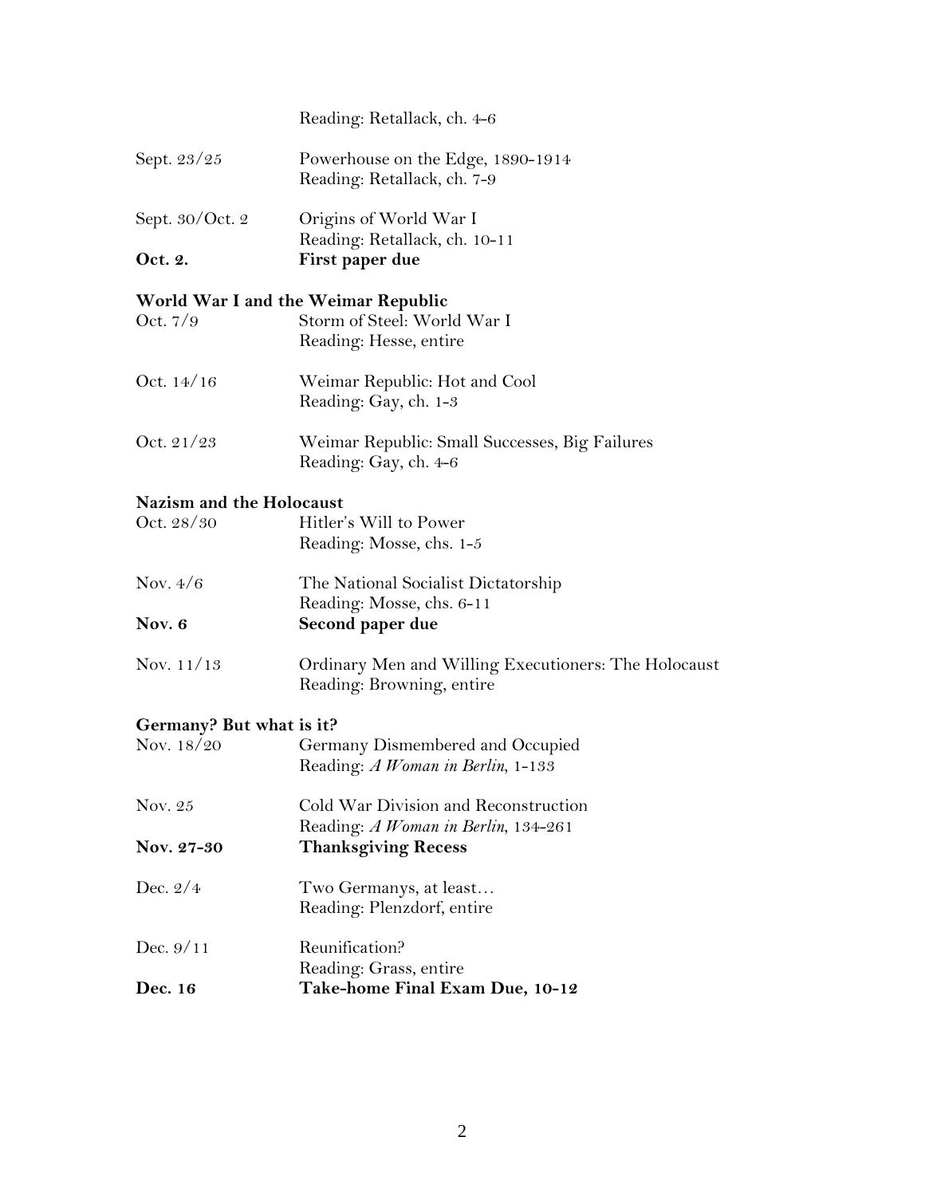Reading: Retallack, ch. 4-6

| | |
|---|---|
| Sept. 23/25 | Powerhouse on the Edge, 1890-1914<br>Reading: Retallack, ch. 7-9 |
| Sept. 30/Oct. 2 | Origins of World War I<br>Reading: Retallack, ch. 10-11 |
| **Oct. 2.** | **First paper due** |

**World War I and the Weimar Republic**

| | |
|---|---|
| Oct. 7/9 | Storm of Steel: World War I<br>Reading: Hesse, entire |
| Oct. 14/16 | Weimar Republic: Hot and Cool<br>Reading: Gay, ch. 1-3 |
| Oct. 21/23 | Weimar Republic: Small Successes, Big Failures<br>Reading: Gay, ch. 4-6 |

**Nazism and the Holocaust**

| | |
|---|---|
| Oct. 28/30 | Hitler's Will to Power<br>Reading: Mosse, chs. 1-5 |
| Nov. 4/6 | The National Socialist Dictatorship<br>Reading: Mosse, chs. 6-11 |
| **Nov. 6** | **Second paper due** |
| Nov. 11/13 | Ordinary Men and Willing Executioners: The Holocaust<br>Reading: Browning, entire |

**Germany? But what is it?**

| | |
|---|---|
| Nov. 18/20 | Germany Dismembered and Occupied<br>Reading: *A Woman in Berlin*, 1-133 |
| Nov. 25 | Cold War Division and Reconstruction<br>Reading: *A Woman in Berlin*, 134-261 |
| **Nov. 27-30** | **Thanksgiving Recess** |
| Dec. 2/4 | Two Germanys, at least…<br>Reading: Plenzdorf, entire |
| Dec. 9/11 | Reunification?<br>Reading: Grass, entire |
| **Dec. 16** | **Take-home Final Exam Due, 10-12** |